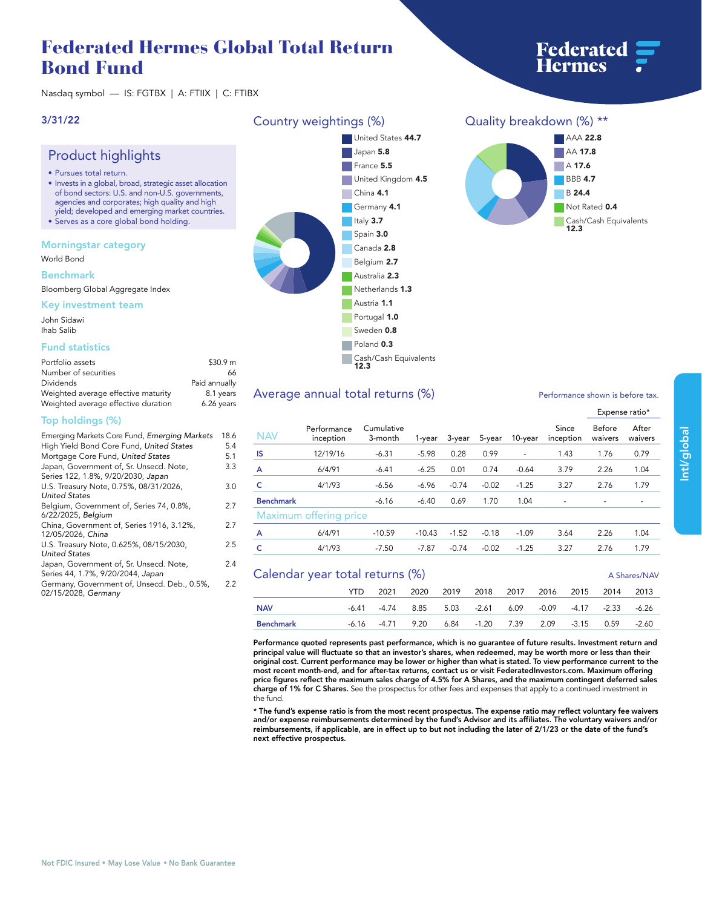# Federated Hermes Global Total Return Bond Fund

Nasdaq symbol — IS: FGTBX | A: FTIIX | C: FTIBX

**3/31/22**

## Product highlights

- Pursues total return.
- Invests in a global, broad, strategic asset allocation of bond sectors: U.S. and non-U.S. governments, agencies and corporates; high quality and high yield; developed and emerging market countries.
- Serves as a core global bond holding.

### Morningstar category

World Bond

### Benchmark

Bloomberg Global Aggregate Index

### Key investment team

John Sidawi
Ihab Salib

### Fund statistics

| | |
|---|---|
| Portfolio assets | $30.9 m |
| Number of securities | 66 |
| Dividends | Paid annually |
| Weighted average effective maturity | 8.1 years |
| Weighted average effective duration | 6.26 years |

### Top holdings (%)

| | |
|---|---|
| Emerging Markets Core Fund, *Emerging Markets* | 18.6 |
| High Yield Bond Core Fund, *United States* | 5.4 |
| Mortgage Core Fund, *United States* | 5.1 |
| Japan, Government of, Sr. Unsecd. Note, Series 122, 1.8%, 9/20/2030, *Japan* | 3.3 |
| U.S. Treasury Note, 0.75%, 08/31/2026, *United States* | 3.0 |
| Belgium, Government of, Series 74, 0.8%, 6/22/2025, *Belgium* | 2.7 |
| China, Government of, Series 1916, 3.12%, 12/05/2026, *China* | 2.7 |
| U.S. Treasury Note, 0.625%, 08/15/2030, *United States* | 2.5 |
| Japan, Government of, Sr. Unsecd. Note, Series 44, 1.7%, 9/20/2044, *Japan* | 2.4 |
| Germany, Government of, Unsecd. Deb., 0.5%, 02/15/2028, *Germany* | 2.2 |

## Country weightings (%)

| Country | % |
|---|---|
| United States | 44.7 |
| Japan | 5.8 |
| France | 5.5 |
| United Kingdom | 4.5 |
| China | 4.1 |
| Germany | 4.1 |
| Italy | 3.7 |
| Spain | 3.0 |
| Canada | 2.8 |
| Belgium | 2.7 |
| Australia | 2.3 |
| Netherlands | 1.3 |
| Austria | 1.1 |
| Portugal | 1.0 |
| Sweden | 0.8 |
| Poland | 0.3 |
| Cash/Cash Equivalents | 12.3 |

## Quality breakdown (%) **

| Quality | % |
|---|---|
| AAA | 22.8 |
| AA | 17.8 |
| A | 17.6 |
| BBB | 4.7 |
| B | 24.4 |
| Not Rated | 0.4 |
| Cash/Cash Equivalents | 12.3 |

## Average annual total returns (%)

Performance shown is before tax.

| NAV | Performance inception | Cumulative 3-month | 1-year | 3-year | 5-year | 10-year | Since inception | Expense ratio* Before waivers | Expense ratio* After waivers |
|---|---|---|---|---|---|---|---|---|---|
| IS | 12/19/16 | -6.31 | -5.98 | 0.28 | 0.99 | - | 1.43 | 1.76 | 0.79 |
| A | 6/4/91 | -6.41 | -6.25 | 0.01 | 0.74 | -0.64 | 3.79 | 2.26 | 1.04 |
| C | 4/1/93 | -6.56 | -6.96 | -0.74 | -0.02 | -1.25 | 3.27 | 2.76 | 1.79 |
| **Benchmark** | | -6.16 | -6.40 | 0.69 | 1.70 | 1.04 | - | - | - |
| **Maximum offering price** | | | | | | | | | |
| A | 6/4/91 | -10.59 | -10.43 | -1.52 | -0.18 | -1.09 | 3.64 | 2.26 | 1.04 |
| C | 4/1/93 | -7.50 | -7.87 | -0.74 | -0.02 | -1.25 | 3.27 | 2.76 | 1.79 |

## Calendar year total returns (%)

A Shares/NAV

| | YTD | 2021 | 2020 | 2019 | 2018 | 2017 | 2016 | 2015 | 2014 | 2013 |
|---|---|---|---|---|---|---|---|---|---|---|
| **NAV** | -6.41 | -4.74 | 8.85 | 5.03 | -2.61 | 6.09 | -0.09 | -4.17 | -2.33 | -6.26 |
| **Benchmark** | -6.16 | -4.71 | 9.20 | 6.84 | -1.20 | 7.39 | 2.09 | -3.15 | 0.59 | -2.60 |

**Performance quoted represents past performance, which is no guarantee of future results. Investment return and principal value will fluctuate so that an investor's shares, when redeemed, may be worth more or less than their original cost. Current performance may be lower or higher than what is stated. To view performance current to the most recent month-end, and for after-tax returns, contact us or visit FederatedInvestors.com. Maximum offering price figures reflect the maximum sales charge of 4.5% for A Shares, and the maximum contingent deferred sales charge of 1% for C Shares.** See the prospectus for other fees and expenses that apply to a continued investment in the fund.

**\* The fund's expense ratio is from the most recent prospectus. The expense ratio may reflect voluntary fee waivers and/or expense reimbursements determined by the fund's Advisor and its affiliates. The voluntary waivers and/or reimbursements, if applicable, are in effect up to but not including the later of 2/1/23 or the date of the fund's next effective prospectus.**

Not FDIC Insured • May Lose Value • No Bank Guarantee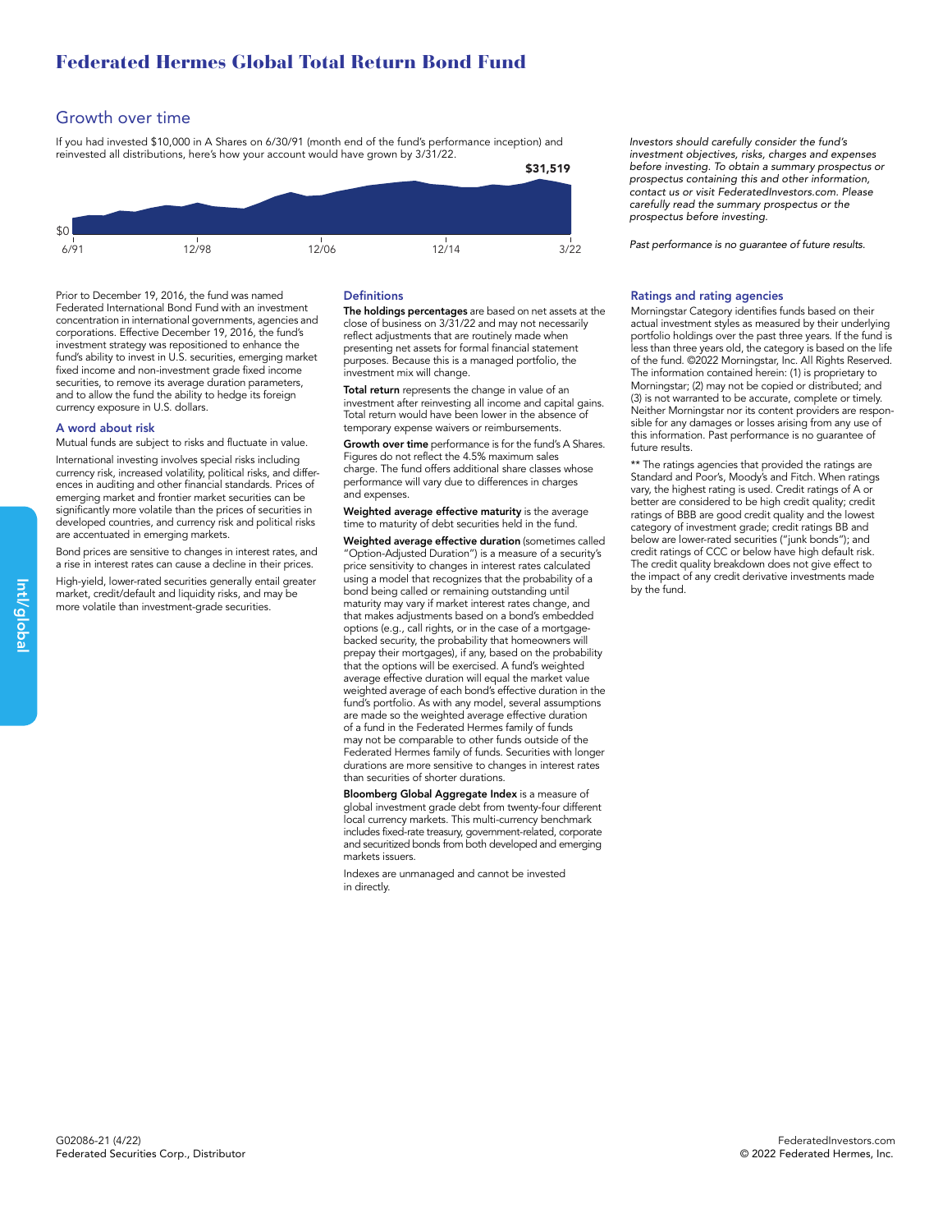# Federated Hermes Global Total Return Bond Fund

## Growth over time

If you had invested $10,000 in A Shares on 6/30/91 (month end of the fund's performance inception) and reinvested all distributions, here's how your account would have grown by 3/31/22.

$31,519

$0

6/91

12/98

12/06

12/14

3/22

*Investors should carefully consider the fund's investment objectives, risks, charges and expenses before investing. To obtain a summary prospectus or prospectus containing this and other information, contact us or visit FederatedInvestors.com. Please carefully read the summary prospectus or the prospectus before investing.*

*Past performance is no guarantee of future results.*

Prior to December 19, 2016, the fund was named Federated International Bond Fund with an investment concentration in international governments, agencies and corporations. Effective December 19, 2016, the fund's investment strategy was repositioned to enhance the fund's ability to invest in U.S. securities, emerging market fixed income and non-investment grade fixed income securities, to remove its average duration parameters, and to allow the fund the ability to hedge its foreign currency exposure in U.S. dollars.

### A word about risk

Mutual funds are subject to risks and fluctuate in value.

International investing involves special risks including currency risk, increased volatility, political risks, and differences in auditing and other financial standards. Prices of emerging market and frontier market securities can be significantly more volatile than the prices of securities in developed countries, and currency risk and political risks are accentuated in emerging markets.

Bond prices are sensitive to changes in interest rates, and a rise in interest rates can cause a decline in their prices.

High-yield, lower-rated securities generally entail greater market, credit/default and liquidity risks, and may be more volatile than investment-grade securities.

### Definitions

**The holdings percentages** are based on net assets at the close of business on 3/31/22 and may not necessarily reflect adjustments that are routinely made when presenting net assets for formal financial statement purposes. Because this is a managed portfolio, the investment mix will change.

**Total return** represents the change in value of an investment after reinvesting all income and capital gains. Total return would have been lower in the absence of temporary expense waivers or reimbursements.

**Growth over time** performance is for the fund's A Shares. Figures do not reflect the 4.5% maximum sales charge. The fund offers additional share classes whose performance will vary due to differences in charges and expenses.

**Weighted average effective maturity** is the average time to maturity of debt securities held in the fund.

**Weighted average effective duration** (sometimes called "Option-Adjusted Duration") is a measure of a security's price sensitivity to changes in interest rates calculated using a model that recognizes that the probability of a bond being called or remaining outstanding until maturity may vary if market interest rates change, and that makes adjustments based on a bond's embedded options (e.g., call rights, or in the case of a mortgage-backed security, the probability that homeowners will prepay their mortgages), if any, based on the probability that the options will be exercised. A fund's weighted average effective duration will equal the market value weighted average of each bond's effective duration in the fund's portfolio. As with any model, several assumptions are made so the weighted average effective duration of a fund in the Federated Hermes family of funds may not be comparable to other funds outside of the Federated Hermes family of funds. Securities with longer durations are more sensitive to changes in interest rates than securities of shorter durations.

**Bloomberg Global Aggregate Index** is a measure of global investment grade debt from twenty-four different local currency markets. This multi-currency benchmark includes fixed-rate treasury, government-related, corporate and securitized bonds from both developed and emerging markets issuers.

Indexes are unmanaged and cannot be invested in directly.

### Ratings and rating agencies

Morningstar Category identifies funds based on their actual investment styles as measured by their underlying portfolio holdings over the past three years. If the fund is less than three years old, the category is based on the life of the fund. ©2022 Morningstar, Inc. All Rights Reserved. The information contained herein: (1) is proprietary to Morningstar; (2) may not be copied or distributed; and (3) is not warranted to be accurate, complete or timely. Neither Morningstar nor its content providers are responsible for any damages or losses arising from any use of this information. Past performance is no guarantee of future results.

** The ratings agencies that provided the ratings are Standard and Poor's, Moody's and Fitch. When ratings vary, the highest rating is used. Credit ratings of A or better are considered to be high credit quality; credit ratings of BBB are good credit quality and the lowest category of investment grade; credit ratings BB and below are lower-rated securities ("junk bonds"); and credit ratings of CCC or below have high default risk. The credit quality breakdown does not give effect to the impact of any credit derivative investments made by the fund.

G02086-21 (4/22)
Federated Securities Corp., Distributor

FederatedInvestors.com
© 2022 Federated Hermes, Inc.